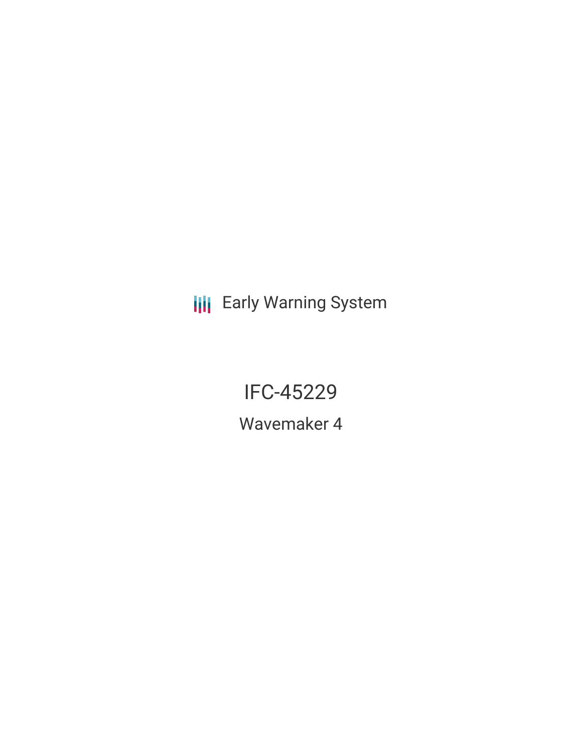Early Warning System

# IFC-45229

## Wavemaker 4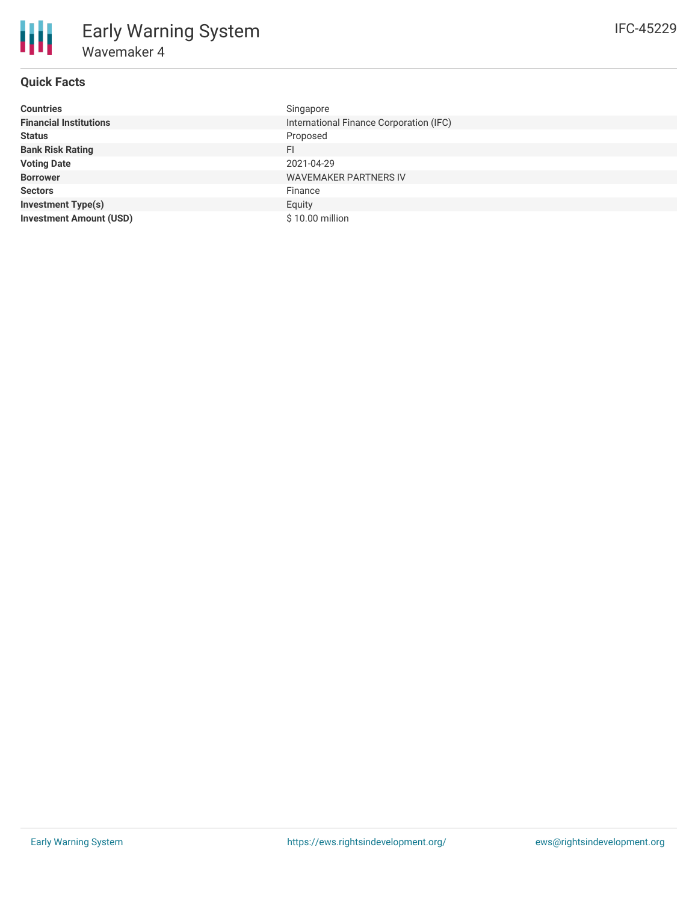# Early Warning System

## Wavemaker 4

IFC-45229

### Quick Facts

| | |
|---|---|
| **Countries** | Singapore |
| **Financial Institutions** | International Finance Corporation (IFC) |
| **Status** | Proposed |
| **Bank Risk Rating** | FI |
| **Voting Date** | 2021-04-29 |
| **Borrower** | WAVEMAKER PARTNERS IV |
| **Sectors** | Finance |
| **Investment Type(s)** | Equity |
| **Investment Amount (USD)** | $ 10.00 million |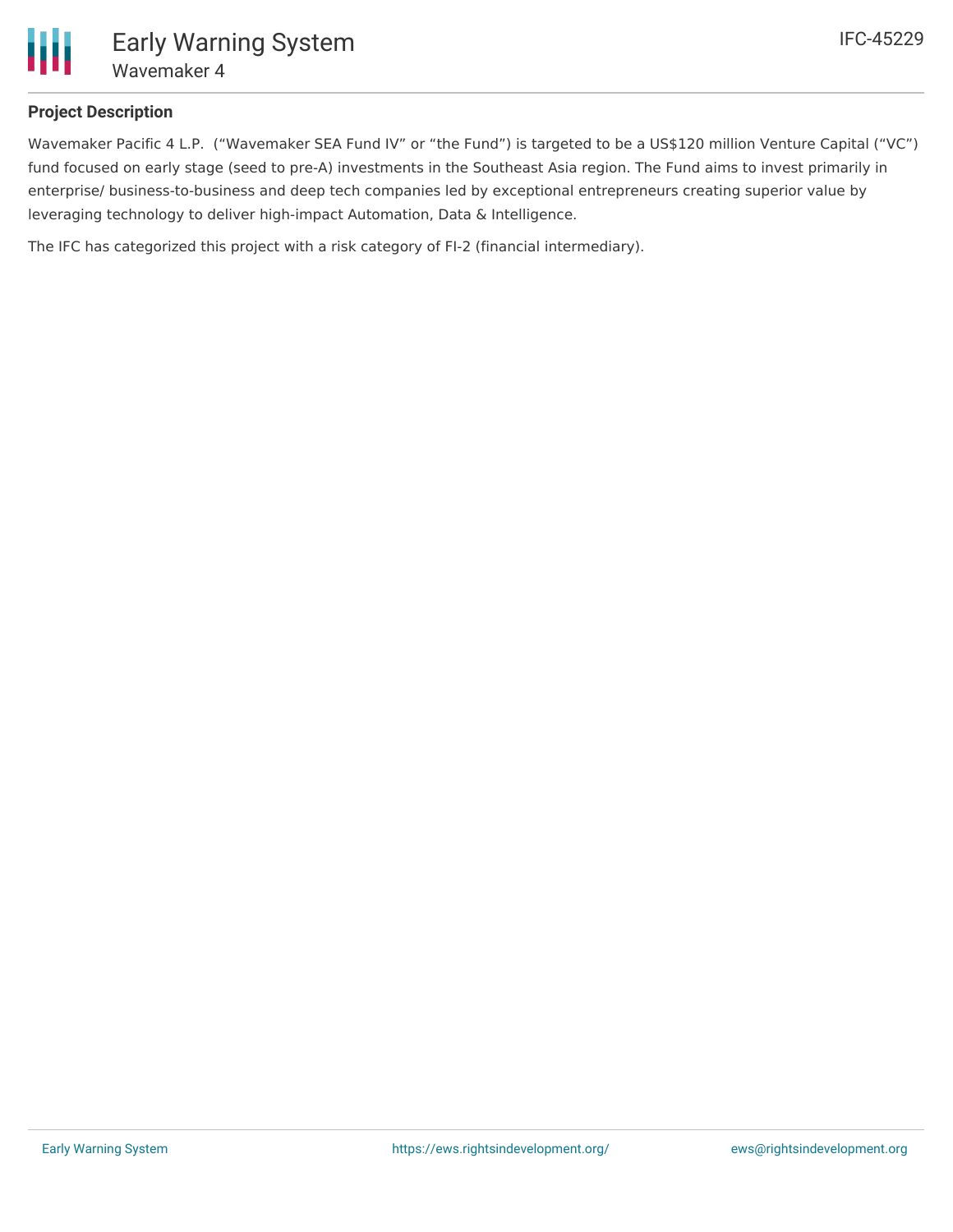## Project Description

Wavemaker Pacific 4 L.P. ("Wavemaker SEA Fund IV" or "the Fund") is targeted to be a US$120 million Venture Capital ("VC") fund focused on early stage (seed to pre-A) investments in the Southeast Asia region. The Fund aims to invest primarily in enterprise/ business-to-business and deep tech companies led by exceptional entrepreneurs creating superior value by leveraging technology to deliver high-impact Automation, Data & Intelligence.

The IFC has categorized this project with a risk category of FI-2 (financial intermediary).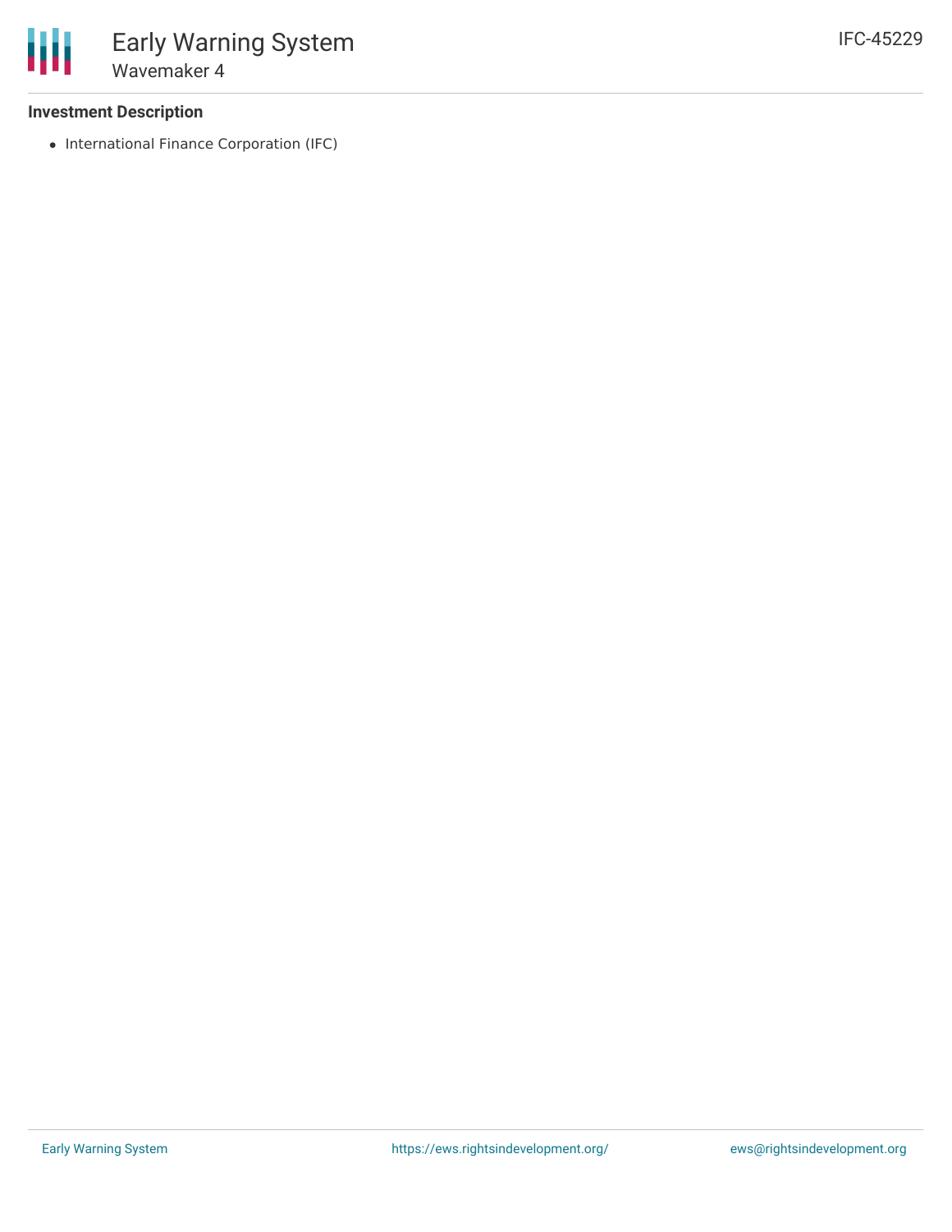### Investment Description

- International Finance Corporation (IFC)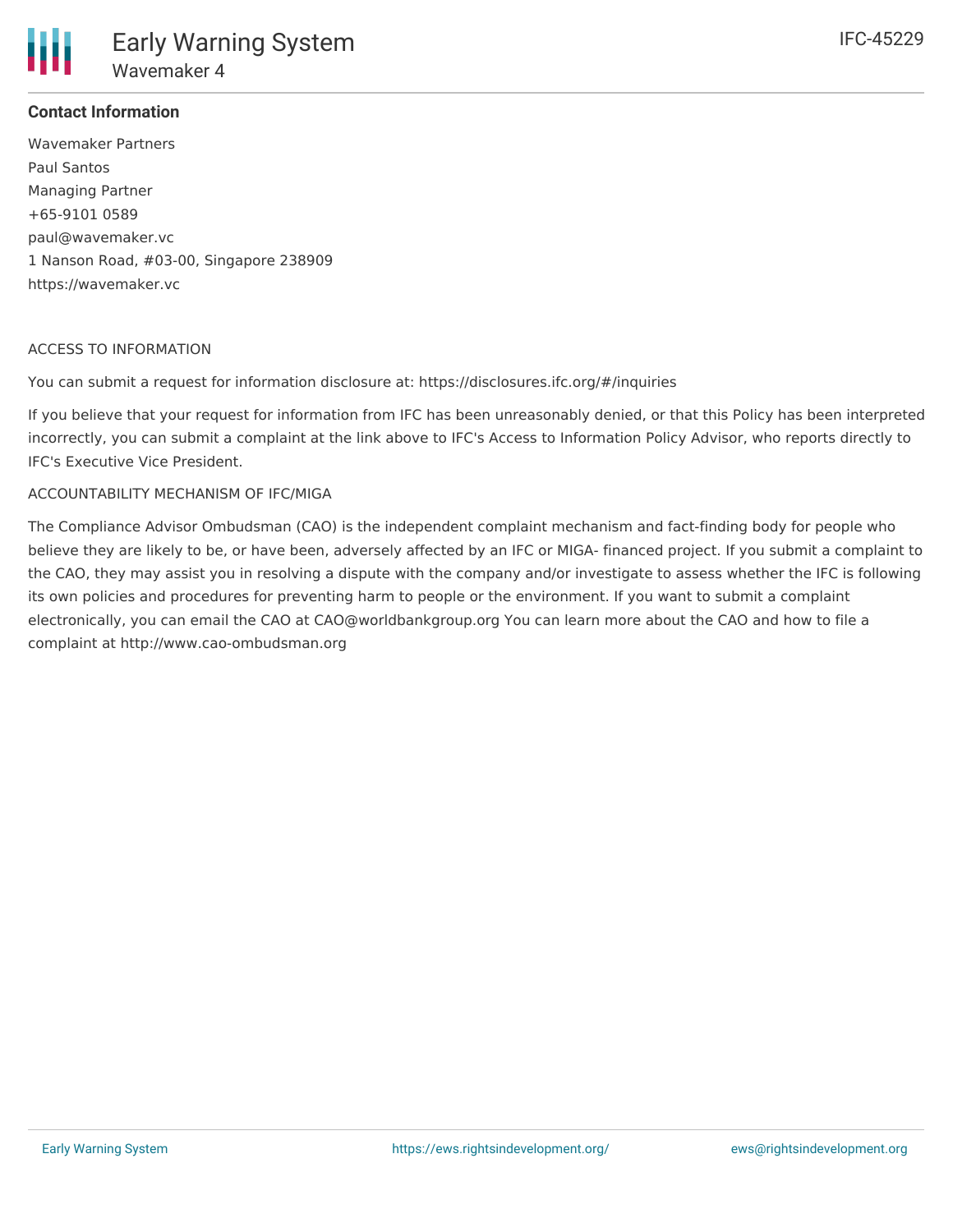### Contact Information

Wavemaker Partners
Paul Santos
Managing Partner
+65-9101 0589
paul@wavemaker.vc
1 Nanson Road, #03-00, Singapore 238909
https://wavemaker.vc

ACCESS TO INFORMATION

You can submit a request for information disclosure at: https://disclosures.ifc.org/#/inquiries

If you believe that your request for information from IFC has been unreasonably denied, or that this Policy has been interpreted incorrectly, you can submit a complaint at the link above to IFC's Access to Information Policy Advisor, who reports directly to IFC's Executive Vice President.

ACCOUNTABILITY MECHANISM OF IFC/MIGA

The Compliance Advisor Ombudsman (CAO) is the independent complaint mechanism and fact-finding body for people who believe they are likely to be, or have been, adversely affected by an IFC or MIGA- financed project. If you submit a complaint to the CAO, they may assist you in resolving a dispute with the company and/or investigate to assess whether the IFC is following its own policies and procedures for preventing harm to people or the environment. If you want to submit a complaint electronically, you can email the CAO at CAO@worldbankgroup.org You can learn more about the CAO and how to file a complaint at http://www.cao-ombudsman.org